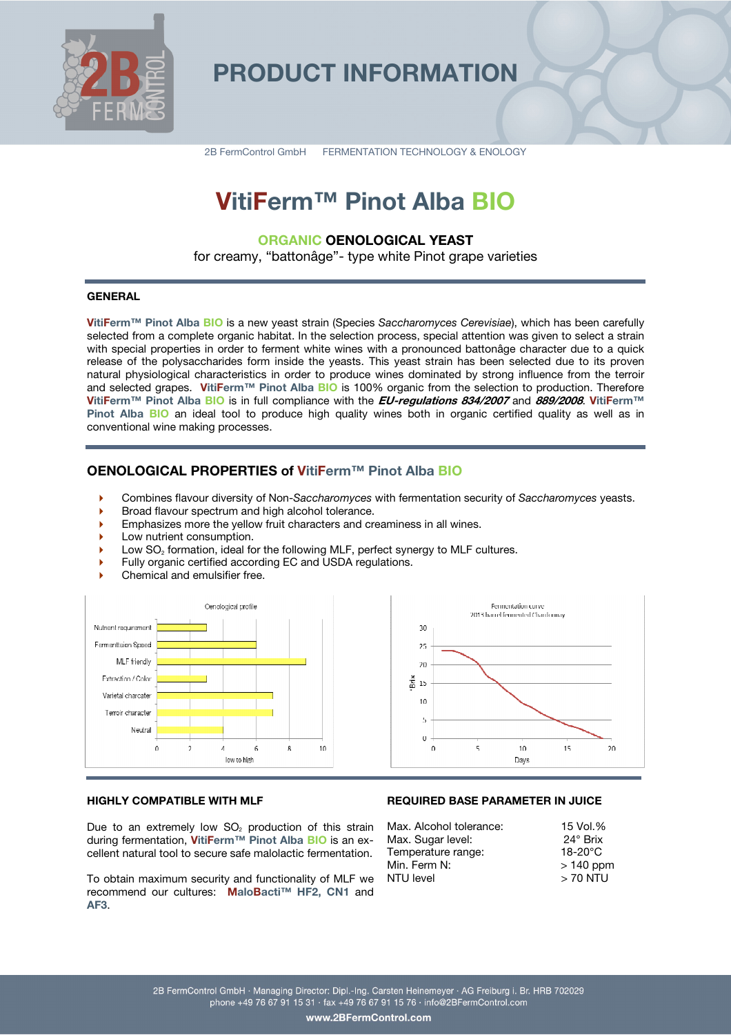# PRODUCT INFORMATION

2B FermControl GmbH FERMENTATION TECHNOLOGY & ENOLOGY

# VitiFerm™ Pinot Alba BIO

## ORGANIC OENOLOGICAL YEAST

for creamy, "battonâge"- type white Pinot grape varieties

### GENERAL

**VitiFerm™ Pinot Alba BIO** is a new yeast strain (Species *Saccharomyces Cerevisiae*), which has been carefully selected from a complete organic habitat. In the selection process, special attention was given to select a strain with special properties in order to ferment white wines with a pronounced battonâge character due to a quick release of the polysaccharides form inside the yeasts. This yeast strain has been selected due to its proven natural physiological characteristics in order to produce wines dominated by strong influence from the terroir and selected grapes. **VitiFerm™ Pinot Alba BIO** is 100% organic from the selection to production. Therefore **VitiFerm™ Pinot Alba BIO** is in full compliance with the ***EU-regulations 834/2007*** and ***889/2008***. **VitiFerm™ Pinot Alba BIO** an ideal tool to produce high quality wines both in organic certified quality as well as in conventional wine making processes.

### OENOLOGICAL PROPERTIES of VitiFerm™ Pinot Alba BIO

- Combines flavour diversity of Non-*Saccharomyces* with fermentation security of *Saccharomyces* yeasts.
- Broad flavour spectrum and high alcohol tolerance.
- Emphasizes more the yellow fruit characters and creaminess in all wines.
- Low nutrient consumption.
- Low $SO_2$ formation, ideal for the following MLF, perfect synergy to MLF cultures.
- Fully organic certified according EC and USDA regulations.
- Chemical and emulsifier free.

Oenological profile

| Property | Value (low to high, 0–10) |
|---|---|
| Nutrient requirement | 3 |
| Fermentation Speed | 6 |
| MLF friendly | 9 |
| Extraction / Color | 3 |
| Varietal charcater | 7 |
| Terroir character | 7 |
| Neutral | 4 |

Fermentation curve
2013 barrel fermented Chardonnay

### HIGHLY COMPATIBLE WITH MLF

Due to an extremely low $SO_2$ production of this strain during fermentation, **VitiFerm™ Pinot Alba BIO** is an excellent natural tool to secure safe malolactic fermentation.

To obtain maximum security and functionality of MLF we recommend our cultures: **MaloBacti™ HF2, CN1** and **AF3**.

### REQUIRED BASE PARAMETER IN JUICE

| | |
|---|---|
| Max. Alcohol tolerance: | 15 Vol.% |
| Max. Sugar level: | 24° Brix |
| Temperature range: | 18-20°C |
| Min. Ferm N: | > 140 ppm |
| NTU level | > 70 NTU |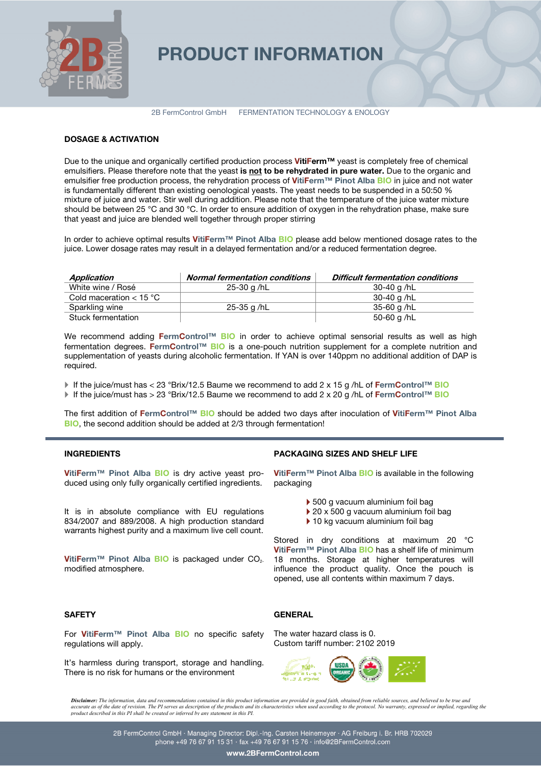# PRODUCT INFORMATION

2B FermControl GmbH  FERMENTATION TECHNOLOGY & ENOLOGY

## DOSAGE & ACTIVATION

Due to the unique and organically certified production process **Viti**Ferm™ yeast is completely free of chemical emulsifiers. Please therefore note that the yeast **is not to be rehydrated in pure water.** Due to the organic and emulsifier free production process, the rehydration process of **VitiFerm™ Pinot Alba BIO** in juice and not water is fundamentally different than existing oenological yeasts. The yeast needs to be suspended in a 50:50 % mixture of juice and water. Stir well during addition. Please note that the temperature of the juice water mixture should be between 25 °C and 30 °C. In order to ensure addition of oxygen in the rehydration phase, make sure that yeast and juice are blended well together through proper stirring

In order to achieve optimal results **VitiFerm™ Pinot Alba BIO** please add below mentioned dosage rates to the juice. Lower dosage rates may result in a delayed fermentation and/or a reduced fermentation degree.

| *Application* | *Normal fermentation conditions* | *Difficult fermentation conditions* |
|---|---|---|
| White wine / Rosé | 25-30 g /hL | 30-40 g /hL |
| Cold maceration < 15 °C | | 30-40 g /hL |
| Sparkling wine | 25-35 g /hL | 35-60 g /hL |
| Stuck fermentation | | 50-60 g /hL |

We recommend adding **FermControl™ BIO** in order to achieve optimal sensorial results as well as high fermentation degrees. **FermControl™ BIO** is a one-pouch nutrition supplement for a complete nutrition and supplementation of yeasts during alcoholic fermentation. If YAN is over 140ppm no additional addition of DAP is required.

- If the juice/must has < 23 °Brix/12.5 Baume we recommend to add 2 x 15 g /hL of **FermControl™ BIO**
- If the juice/must has > 23 °Brix/12.5 Baume we recommend to add 2 x 20 g /hL of **FermControl™ BIO**

The first addition of **FermControl™ BIO** should be added two days after inoculation of **VitiFerm™ Pinot Alba BIO**, the second addition should be added at 2/3 through fermentation!

## INGREDIENTS

**VitiFerm™ Pinot Alba BIO** is dry active yeast produced using only fully organically certified ingredients.

It is in absolute compliance with EU regulations 834/2007 and 889/2008. A high production standard warrants highest purity and a maximum live cell count.

**VitiFerm™ Pinot Alba BIO** is packaged under $CO_2$-modified atmosphere.

## PACKAGING SIZES AND SHELF LIFE

**VitiFerm™ Pinot Alba BIO** is available in the following packaging

- 500 g vacuum aluminium foil bag
- 20 x 500 g vacuum aluminium foil bag
- 10 kg vacuum aluminium foil bag

Stored in dry conditions at maximum 20 °C **VitiFerm™ Pinot Alba BIO** has a shelf life of minimum 18 months. Storage at higher temperatures will influence the product quality. Once the pouch is opened, use all contents within maximum 7 days.

## SAFETY

For **VitiFerm™ Pinot Alba BIO** no specific safety regulations will apply.

It's harmless during transport, storage and handling. There is no risk for humans or the environment

## GENERAL

The water hazard class is 0.
Custom tariff number: 2102 2019

*Disclaimer: The information, data and recommendations contained in this product information are provided in good faith, obtained from reliable sources, and believed to be true and accurate as of the date of revision. The PI serves as description of the products and its characteristics when used according to the protocol. No warranty, expressed or implied, regarding the product described in this PI shall be created or inferred by any statement in this PI.*

2B FermControl GmbH · Managing Director: Dipl.-Ing. Carsten Heinemeyer · AG Freiburg i. Br. HRB 702029
phone +49 76 67 91 15 31 · fax +49 76 67 91 15 76 · info@2BFermControl.com
**www.2BFermControl.com**